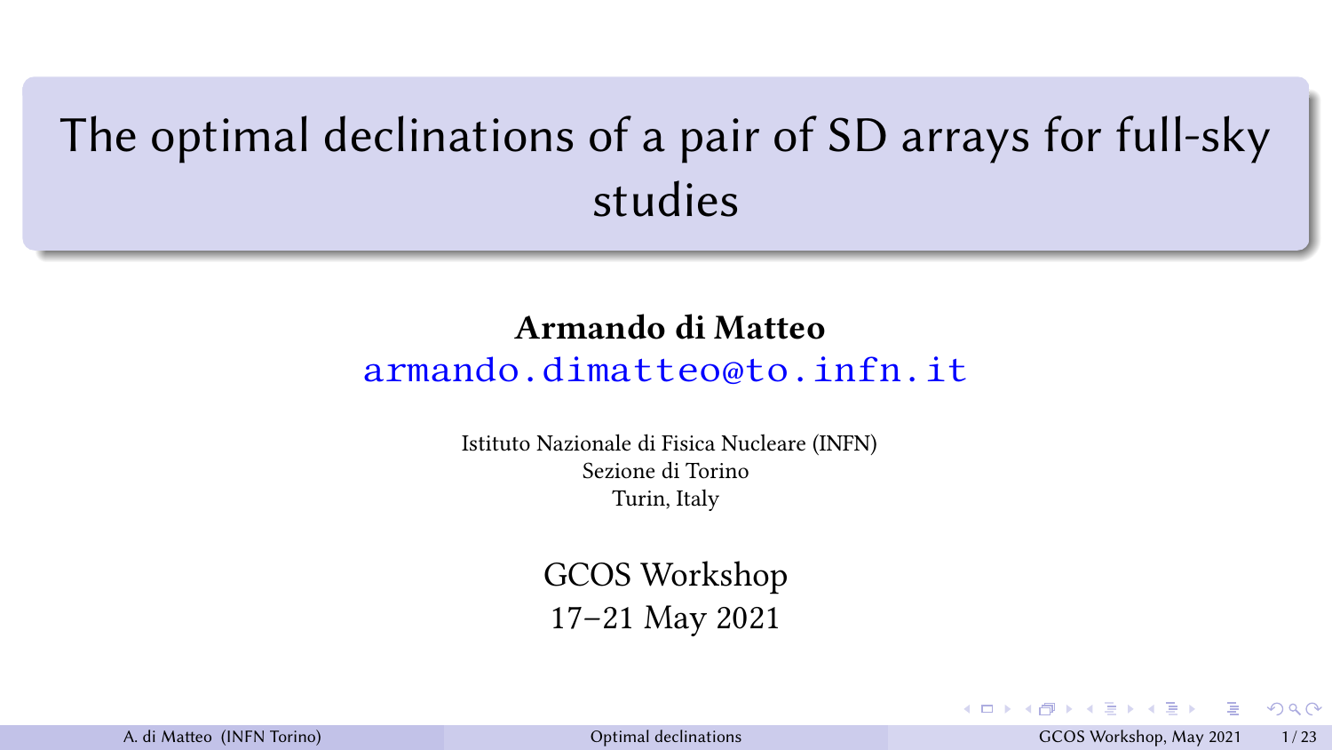# The optimal declinations of a pair of SD arrays for full-sky studies

**Armando di Matteo**

armando.dimatteo@to.infn.it

Istituto Nazionale di Fisica Nucleare (INFN)
Sezione di Torino
Turin, Italy

GCOS Workshop
17–21 May 2021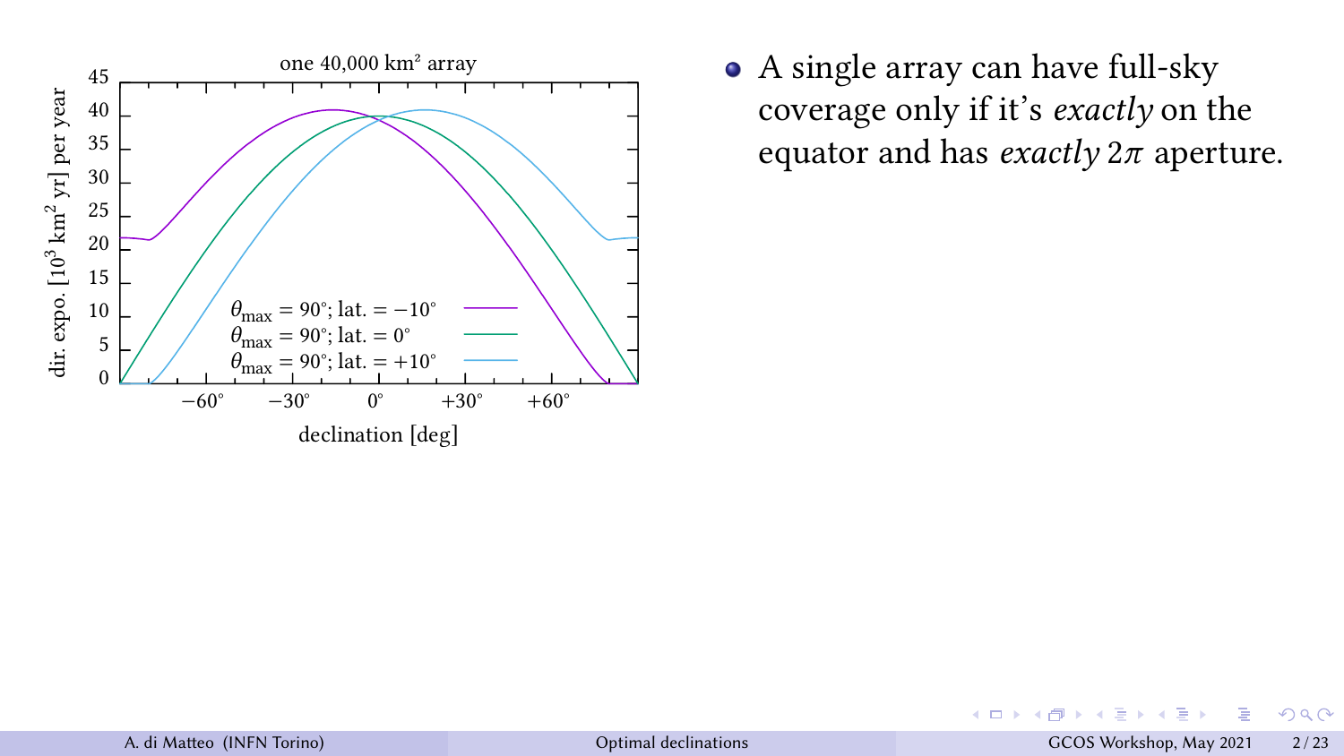- A single array can have full-sky coverage only if it's *exactly* on the equator and has *exactly* $2\pi$ aperture.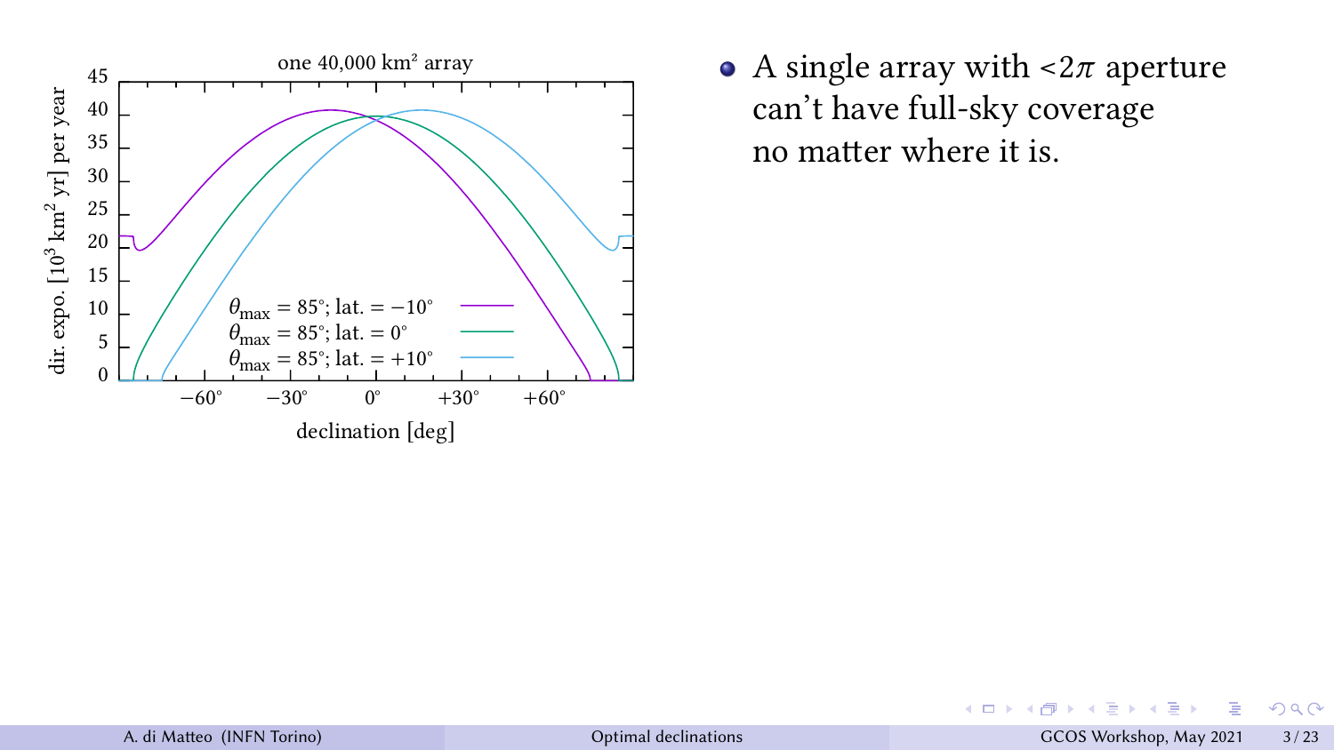- A single array with $<2\pi$ aperture can't have full-sky coverage no matter where it is.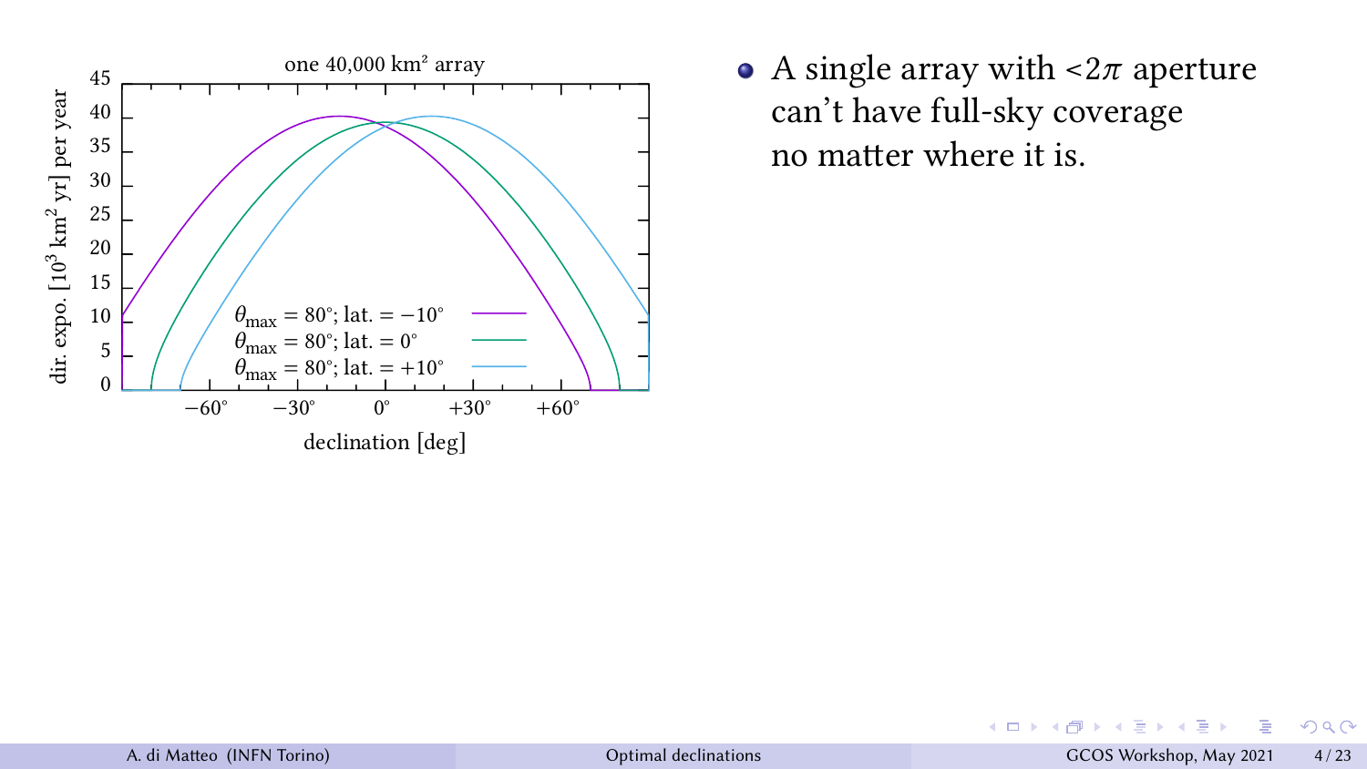- A single array with $<2\pi$ aperture can't have full-sky coverage no matter where it is.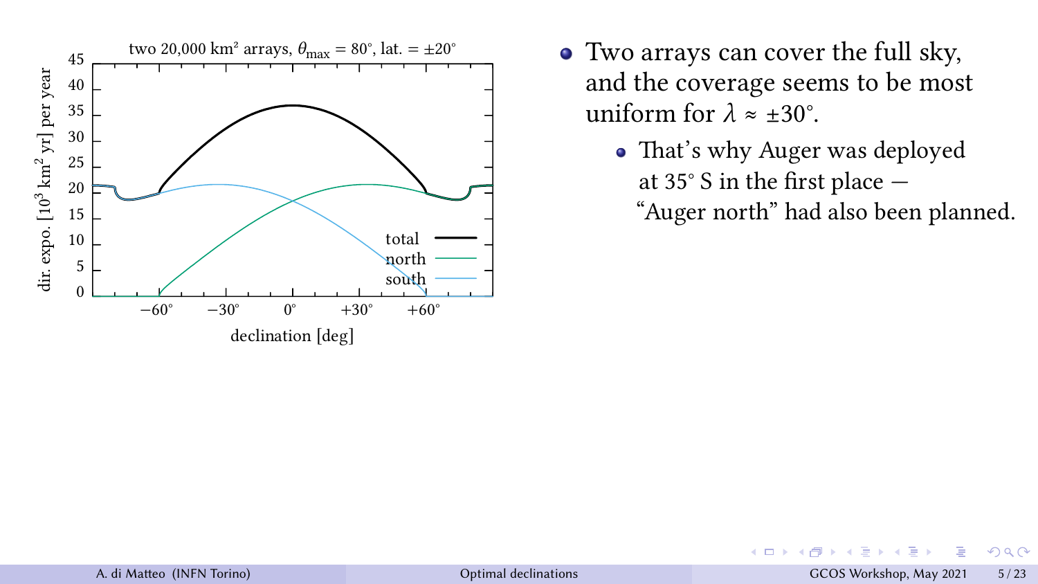two 20,000 km² arrays, $\theta_{max} = 80°$, lat. = ±20°

- Two arrays can cover the full sky, and the coverage seems to be most uniform for $\lambda \approx \pm 30°$.
  - That's why Auger was deployed at 35° S in the first place — "Auger north" had also been planned.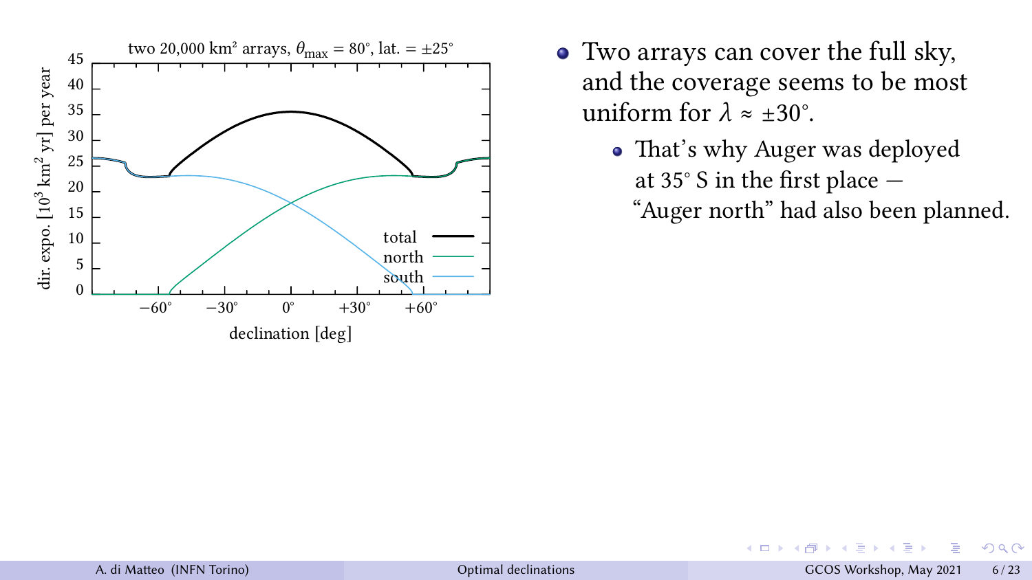two 20,000 km² arrays, $\theta_{\max} = 80°$, lat. = ±25°

- Two arrays can cover the full sky, and the coverage seems to be most uniform for $\lambda \approx \pm 30°$.
  - That's why Auger was deployed at 35° S in the first place — "Auger north" had also been planned.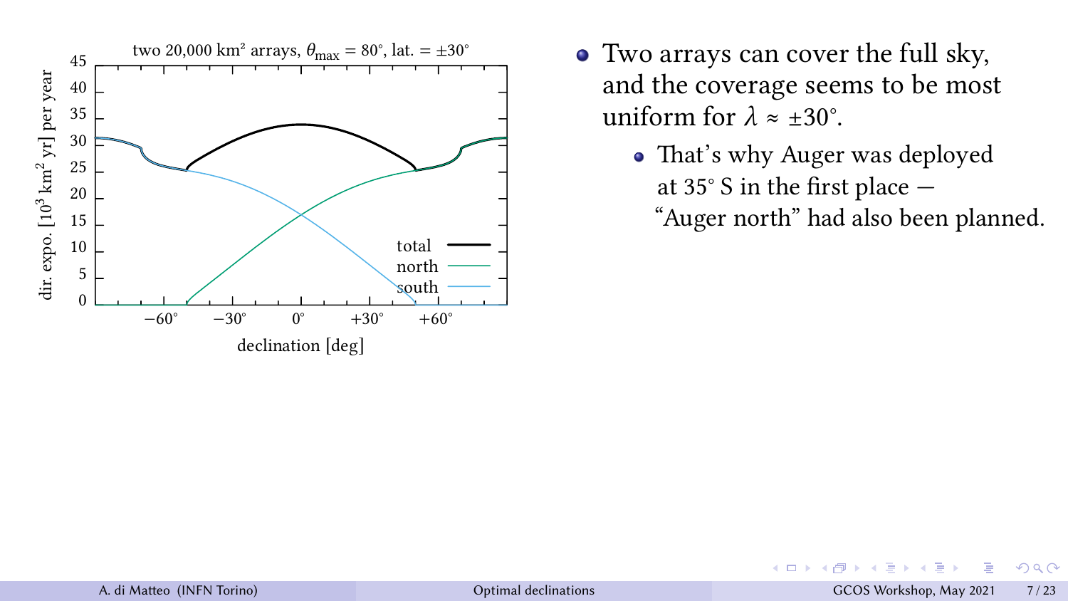- Two arrays can cover the full sky, and the coverage seems to be most uniform for $\lambda \approx \pm 30^\circ$.
  - That's why Auger was deployed at 35° S in the first place — "Auger north" had also been planned.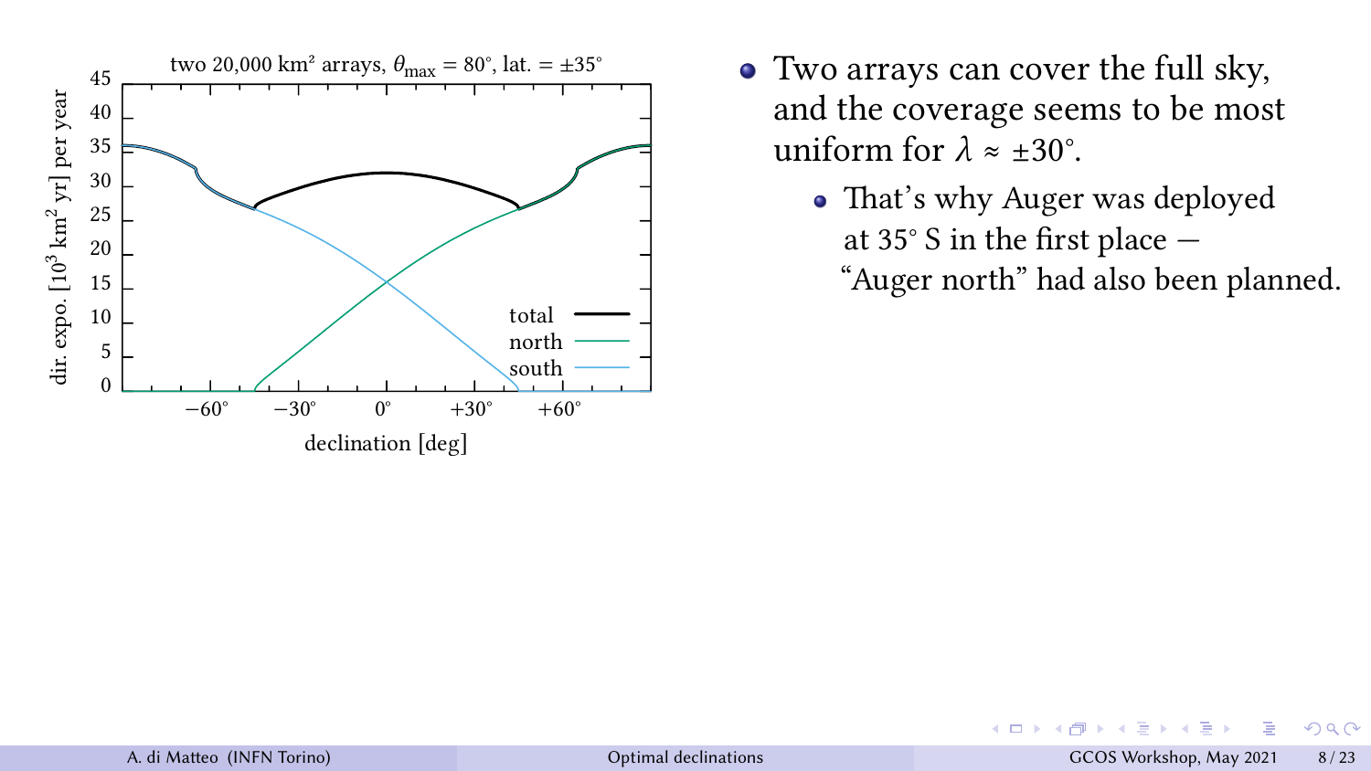two 20,000 km² arrays, $\theta_{max} = 80°$, lat. = ±35°

- Two arrays can cover the full sky, and the coverage seems to be most uniform for $\lambda \approx \pm 30°$.
  - That's why Auger was deployed at 35° S in the first place — "Auger north" had also been planned.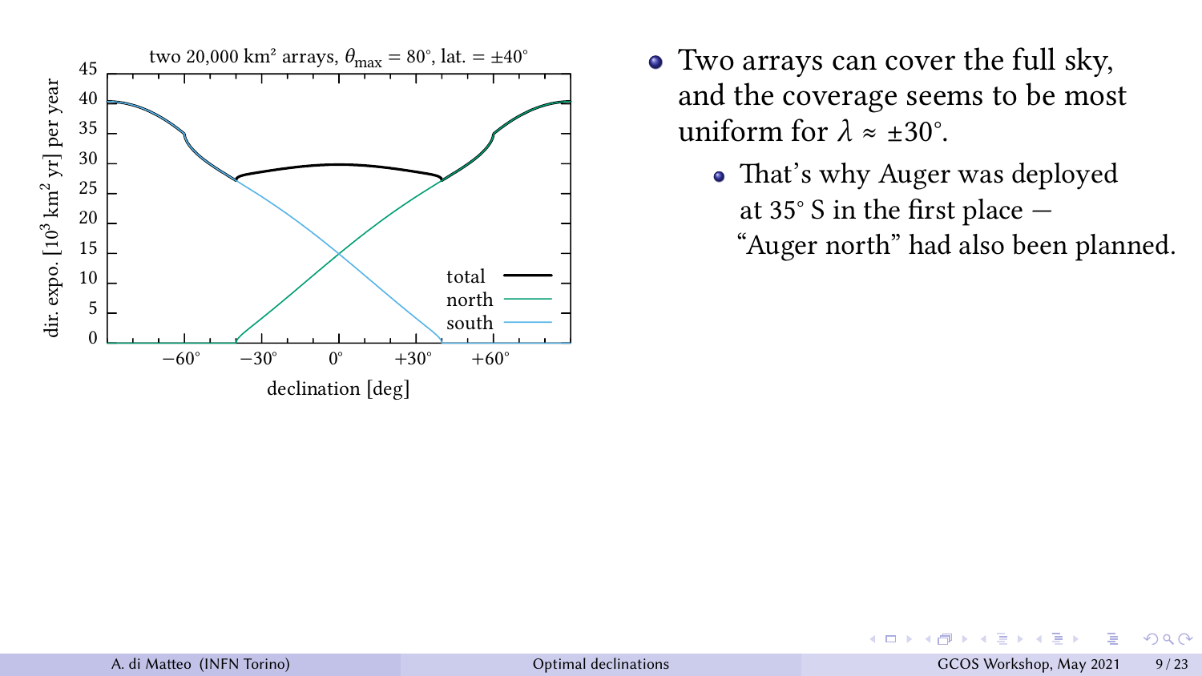two 20,000 km² arrays, $\theta_{max} = 80°$, lat. = ±40°

- Two arrays can cover the full sky, and the coverage seems to be most uniform for $\lambda \approx \pm 30°$.
  - That's why Auger was deployed at 35° S in the first place — "Auger north" had also been planned.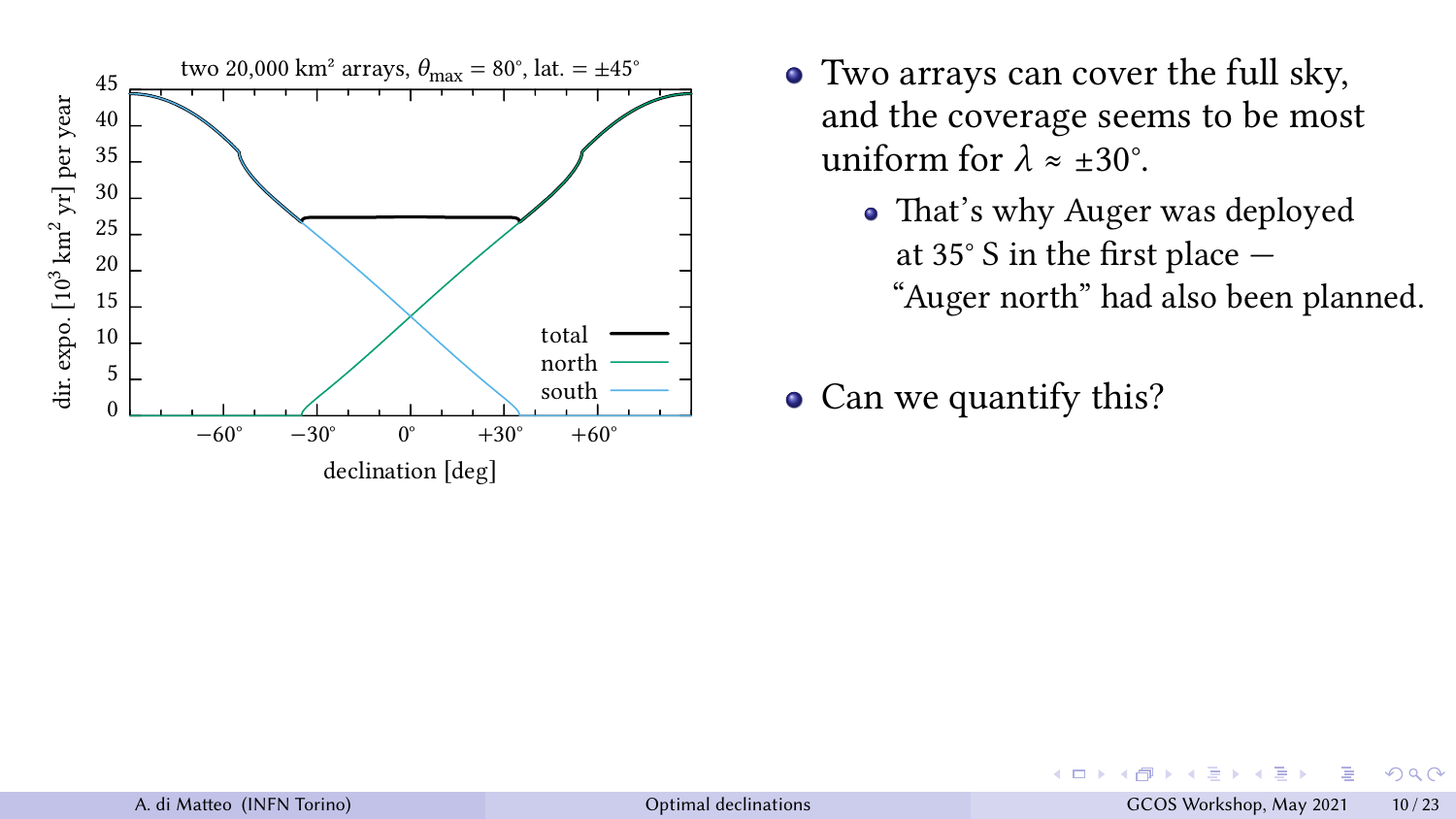two 20,000 km² arrays, $\theta_{max} = 80°$, lat. = ±45°

- Two arrays can cover the full sky, and the coverage seems to be most uniform for $\lambda \approx \pm 30°$.
  - That's why Auger was deployed at 35° S in the first place — "Auger north" had also been planned.
- Can we quantify this?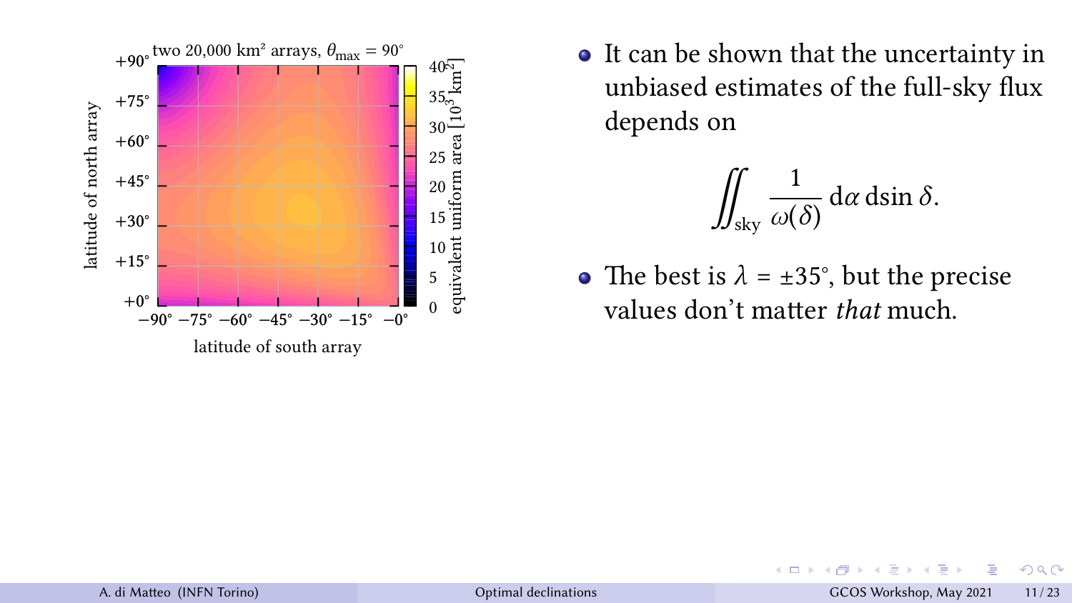two 20,000 km² arrays, $\theta_{\max} = 90°$

- It can be shown that the uncertainty in unbiased estimates of the full-sky flux depends on

$$\iint_{\text{sky}} \frac{1}{\omega(\delta)} \, \mathrm{d}\alpha \, \mathrm{d}\sin\delta.$$

- The best is $\lambda = \pm 35°$, but the precise values don't matter *that* much.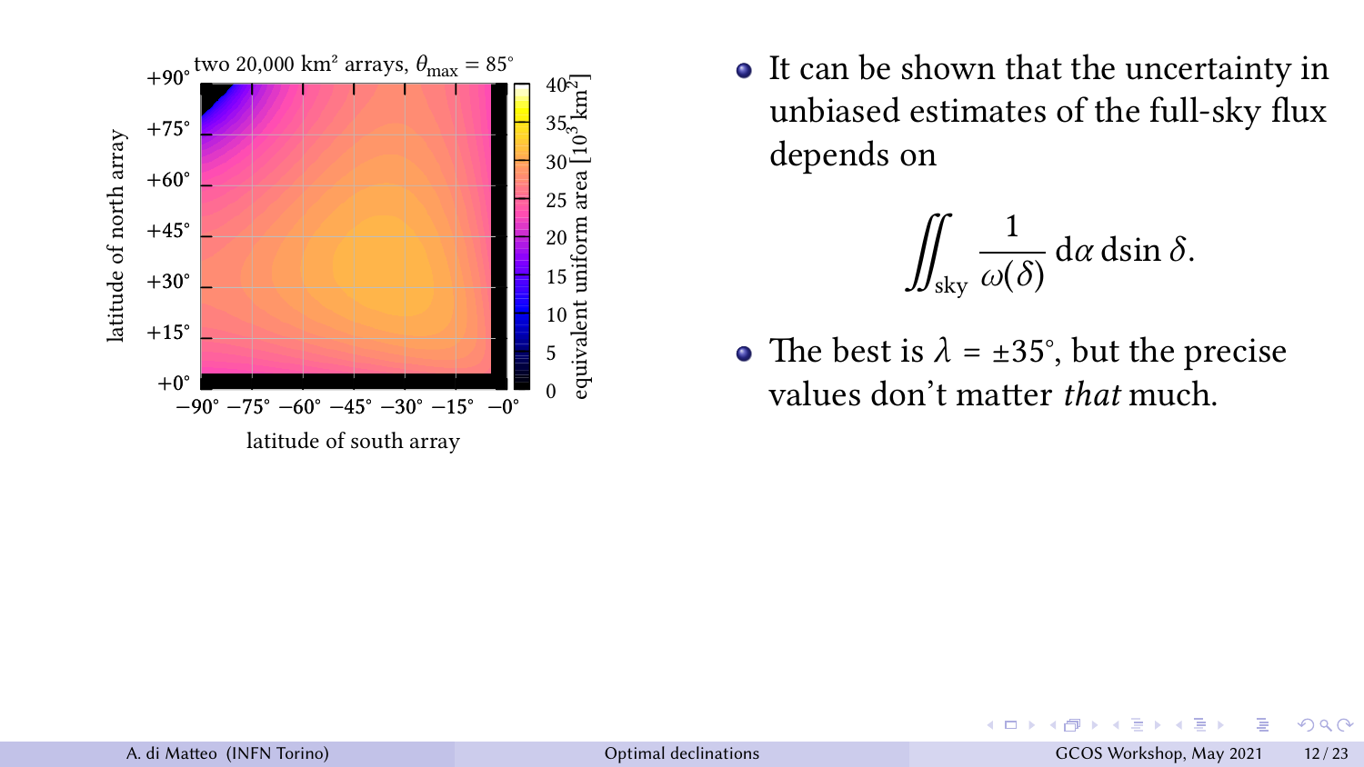- It can be shown that the uncertainty in unbiased estimates of the full-sky flux depends on

$$\iint_{\text{sky}} \frac{1}{\omega(\delta)}\,\mathrm{d}\alpha\,\mathrm{d}\sin\delta.$$

- The best is $\lambda = \pm 35^\circ$, but the precise values don't matter *that* much.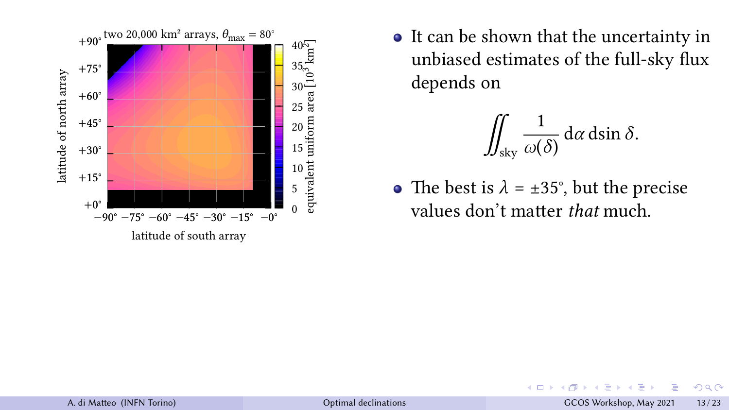- It can be shown that the uncertainty in unbiased estimates of the full-sky flux depends on

$$\iint_{\text{sky}} \frac{1}{\omega(\delta)} \, d\alpha \, d\sin\delta.$$

- The best is $\lambda = \pm 35^\circ$, but the precise values don't matter *that* much.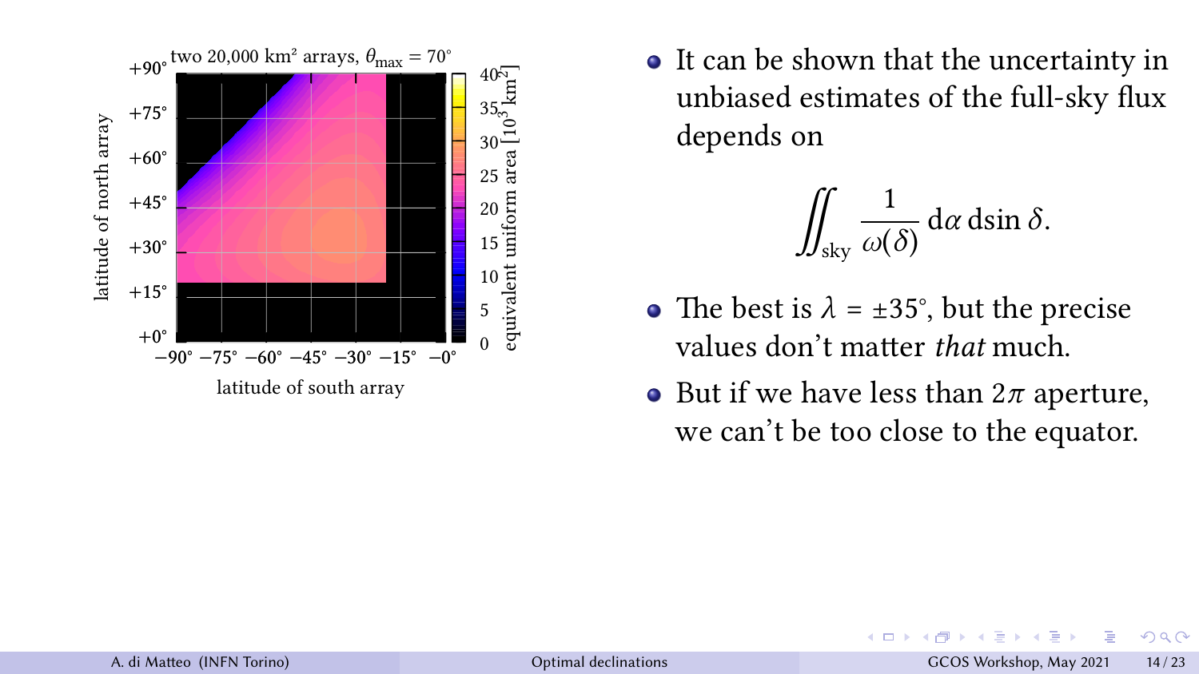two 20,000 km² arrays, $\theta_{\max} = 70^\circ$

- It can be shown that the uncertainty in unbiased estimates of the full-sky flux depends on

$$\iint_{\text{sky}} \frac{1}{\omega(\delta)} \, \mathrm{d}\alpha \, \mathrm{d}\sin\delta.$$

- The best is $\lambda = \pm 35^\circ$, but the precise values don't matter *that* much.
- But if we have less than $2\pi$ aperture, we can't be too close to the equator.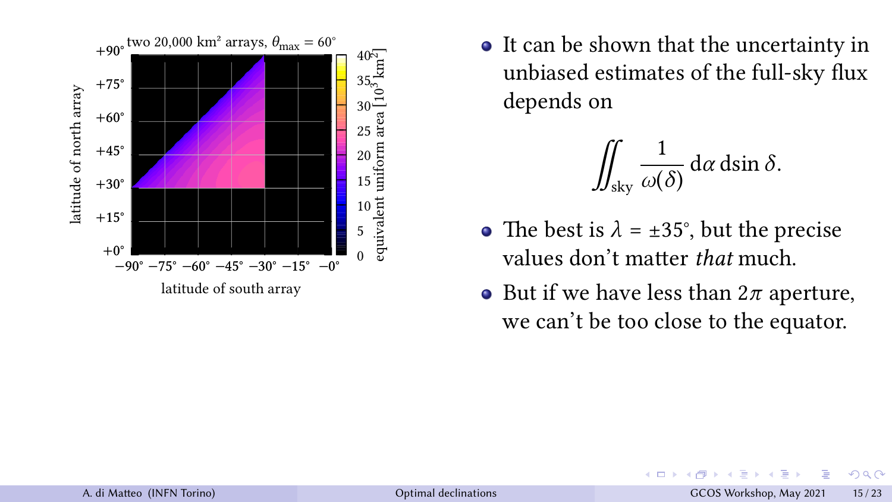- It can be shown that the uncertainty in unbiased estimates of the full-sky flux depends on

$$\iint_{\text{sky}} \frac{1}{\omega(\delta)} \, \mathrm{d}\alpha \, \mathrm{d}\sin\delta.$$

- The best is $\lambda = \pm 35^\circ$, but the precise values don't matter *that* much.
- But if we have less than $2\pi$ aperture, we can't be too close to the equator.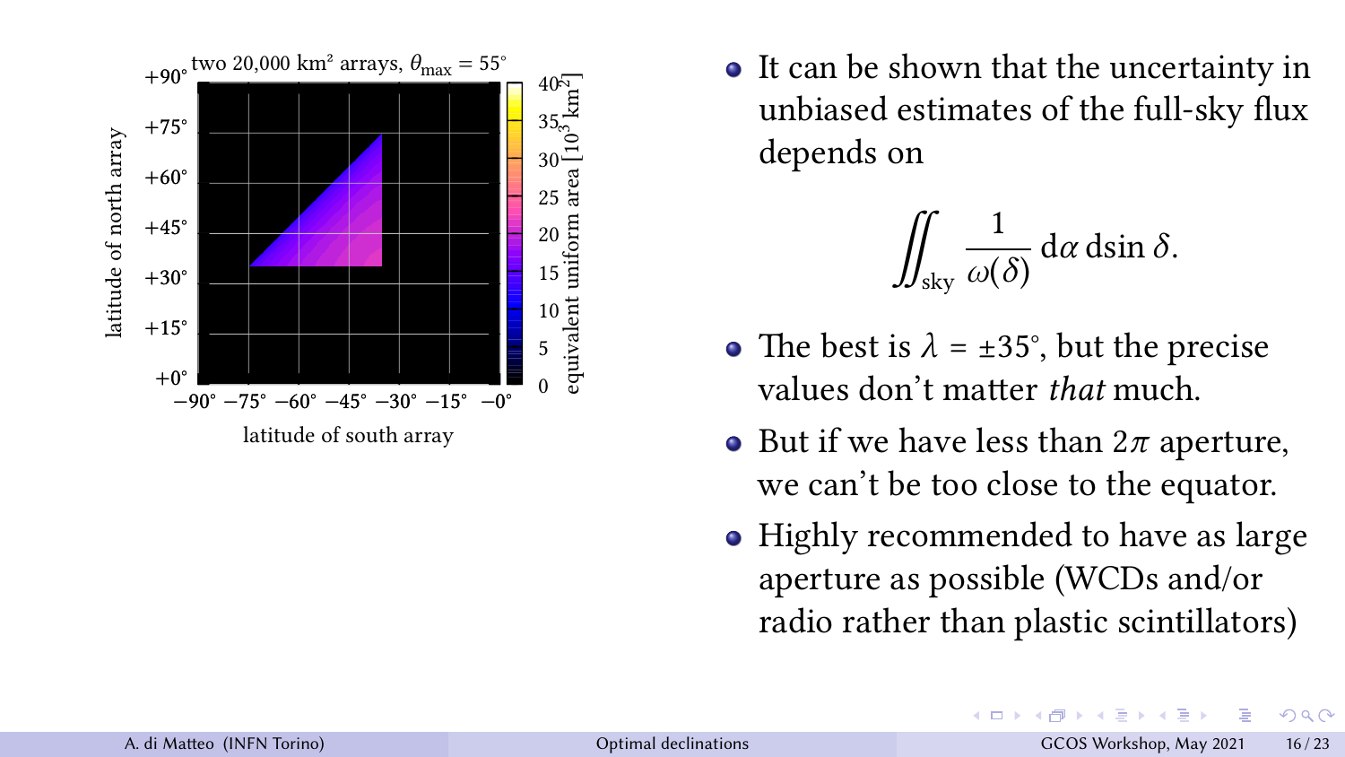- It can be shown that the uncertainty in unbiased estimates of the full-sky flux depends on

$$\iint_{\text{sky}} \frac{1}{\omega(\delta)} \, \mathrm{d}\alpha \, \mathrm{d}\sin\delta.$$

- The best is $\lambda = \pm 35^\circ$, but the precise values don't matter *that* much.
- But if we have less than $2\pi$ aperture, we can't be too close to the equator.
- Highly recommended to have as large aperture as possible (WCDs and/or radio rather than plastic scintillators)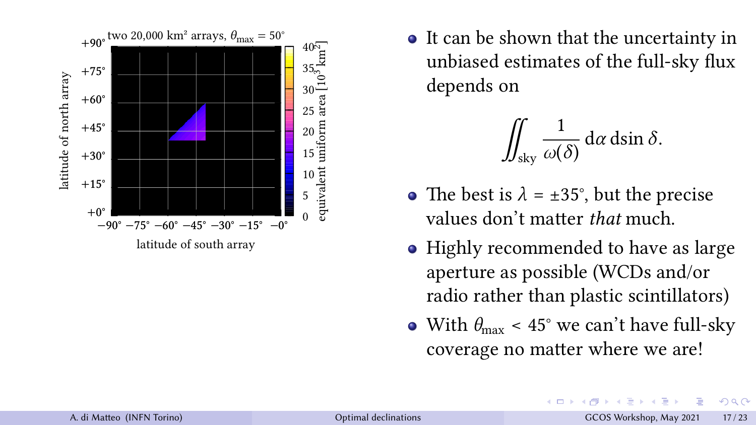- It can be shown that the uncertainty in unbiased estimates of the full-sky flux depends on

$$\iint_{\text{sky}} \frac{1}{\omega(\delta)} \, \mathrm{d}\alpha \, \mathrm{d}\sin\delta.$$

- The best is $\lambda = \pm 35^\circ$, but the precise values don't matter *that* much.
- Highly recommended to have as large aperture as possible (WCDs and/or radio rather than plastic scintillators)
- With $\theta_{\max} < 45^\circ$ we can't have full-sky coverage no matter where we are!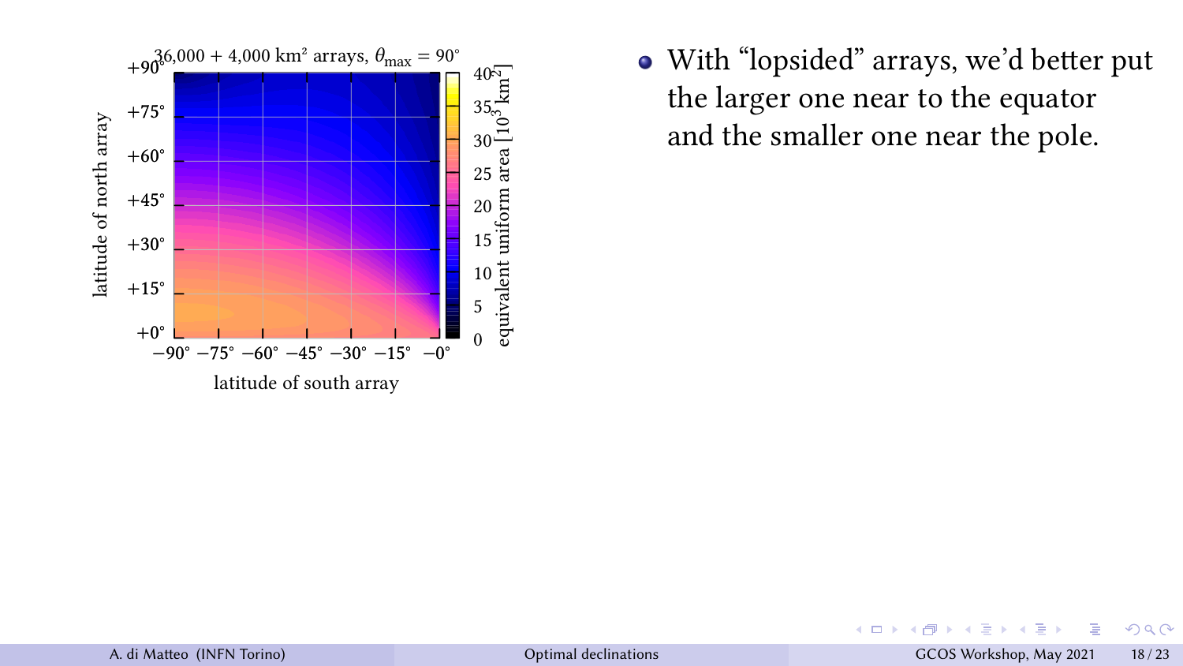- With “lopsided” arrays, we’d better put the larger one near to the equator and the smaller one near the pole.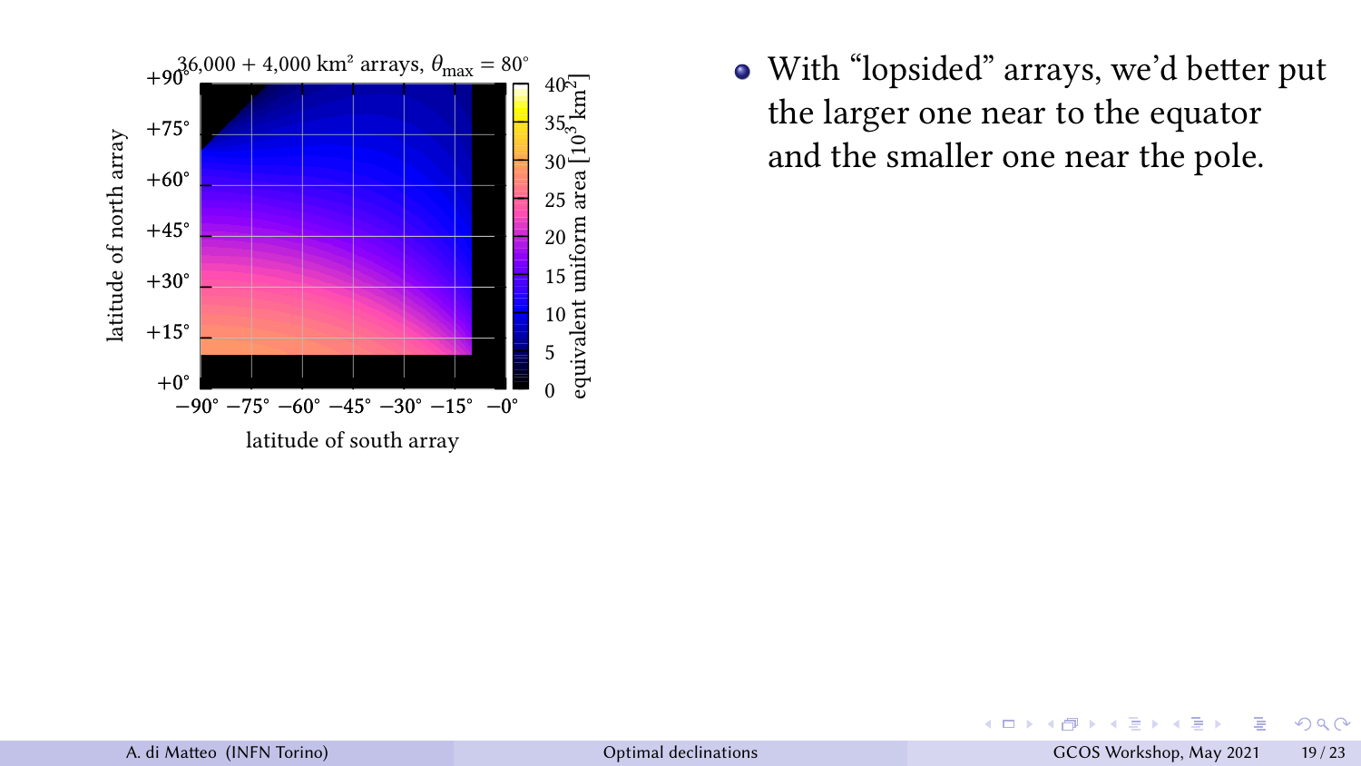36,000 + 4,000 km² arrays, $\theta_{\max} = 80^\circ$

- With "lopsided" arrays, we'd better put the larger one near to the equator and the smaller one near the pole.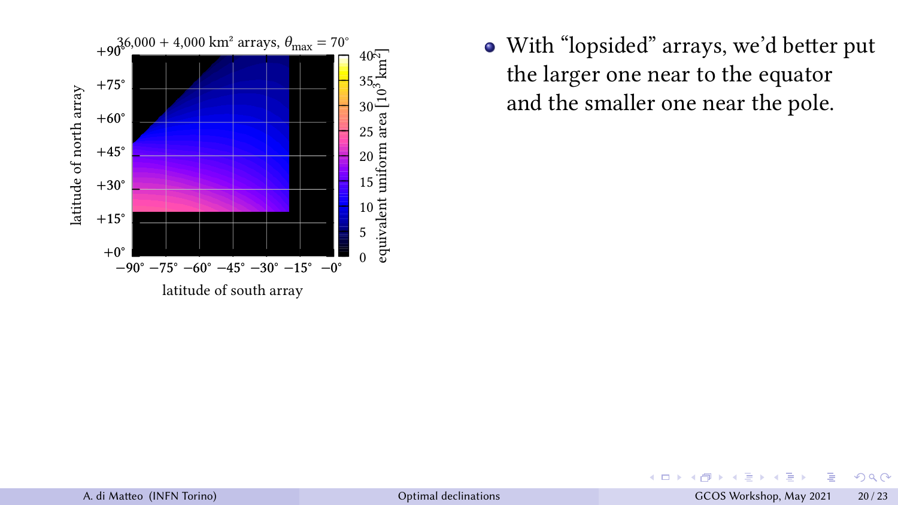- With "lopsided" arrays, we'd better put the larger one near to the equator and the smaller one near the pole.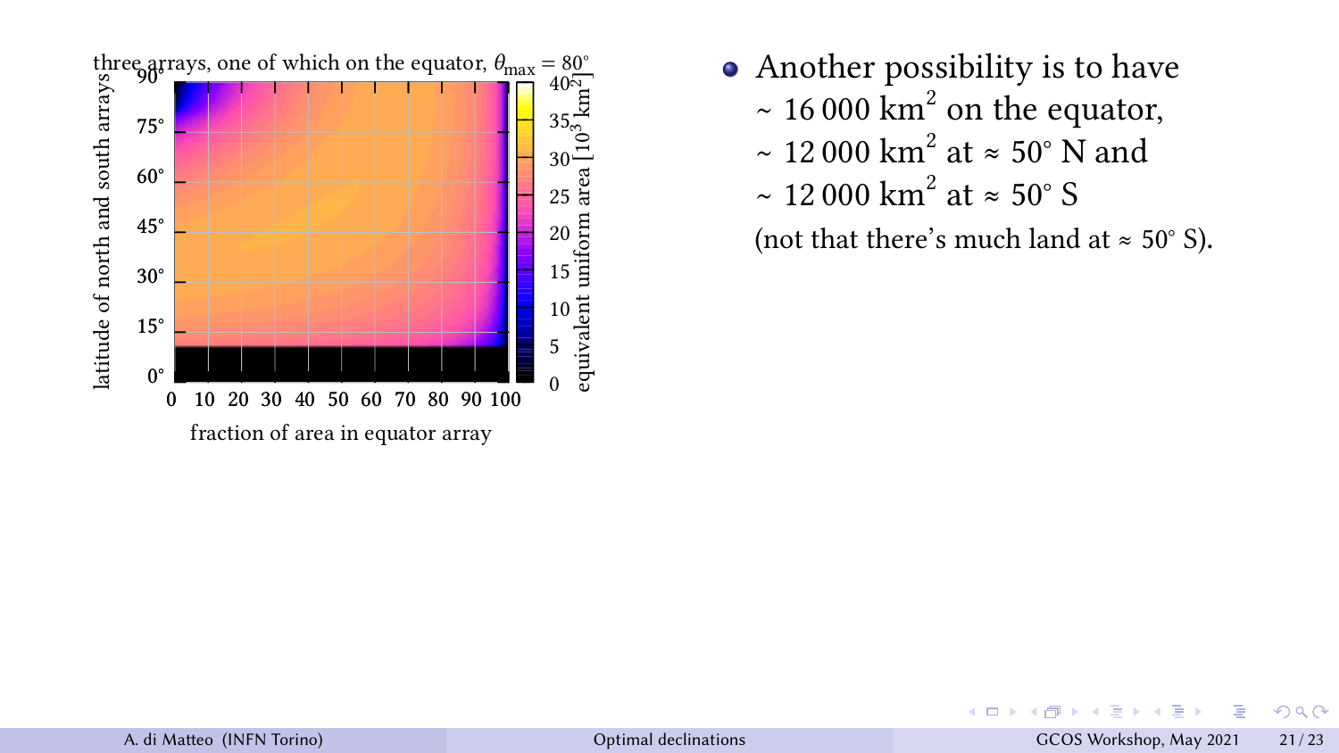- Another possibility is to have ~ 16 000 km$^2$ on the equator, ~ 12 000 km$^2$ at ≈ 50° N and ~ 12 000 km$^2$ at ≈ 50° S

  (not that there's much land at ≈ 50° S).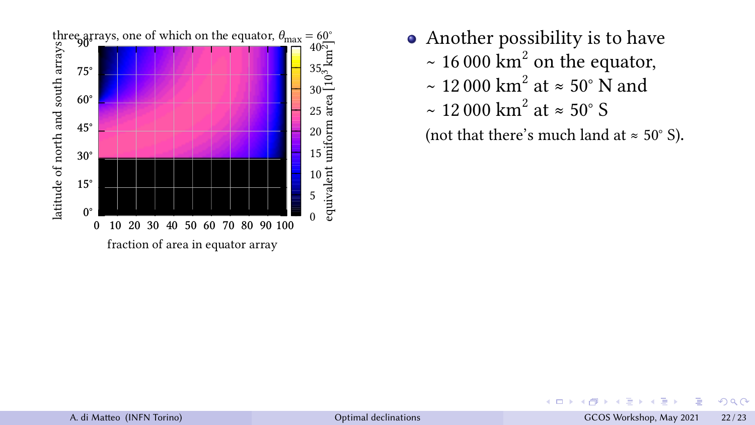three arrays, one of which on the equator, $\theta_{\max} = 60°$

- Another possibility is to have
  $\sim 16\,000\ \mathrm{km}^2$ on the equator,
  $\sim 12\,000\ \mathrm{km}^2$ at $\approx 50°$ N and
  $\sim 12\,000\ \mathrm{km}^2$ at $\approx 50°$ S
  (not that there's much land at $\approx 50°$ S).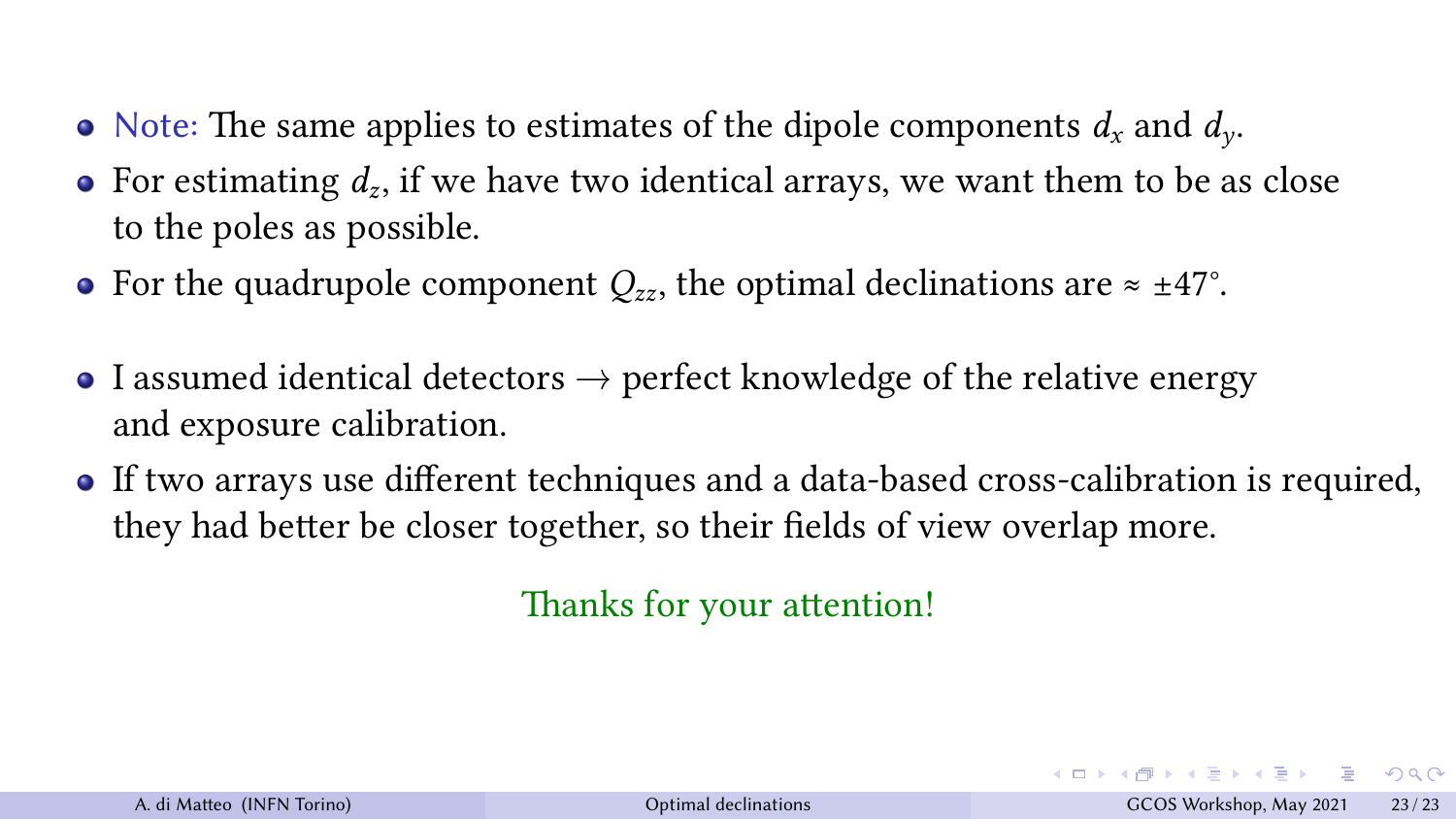- Note: The same applies to estimates of the dipole components $d_x$ and $d_y$.
- For estimating $d_z$, if we have two identical arrays, we want them to be as close to the poles as possible.
- For the quadrupole component $Q_{zz}$, the optimal declinations are $\approx \pm 47^\circ$.

- I assumed identical detectors $\rightarrow$ perfect knowledge of the relative energy and exposure calibration.
- If two arrays use different techniques and a data-based cross-calibration is required, they had better be closer together, so their fields of view overlap more.

Thanks for your attention!